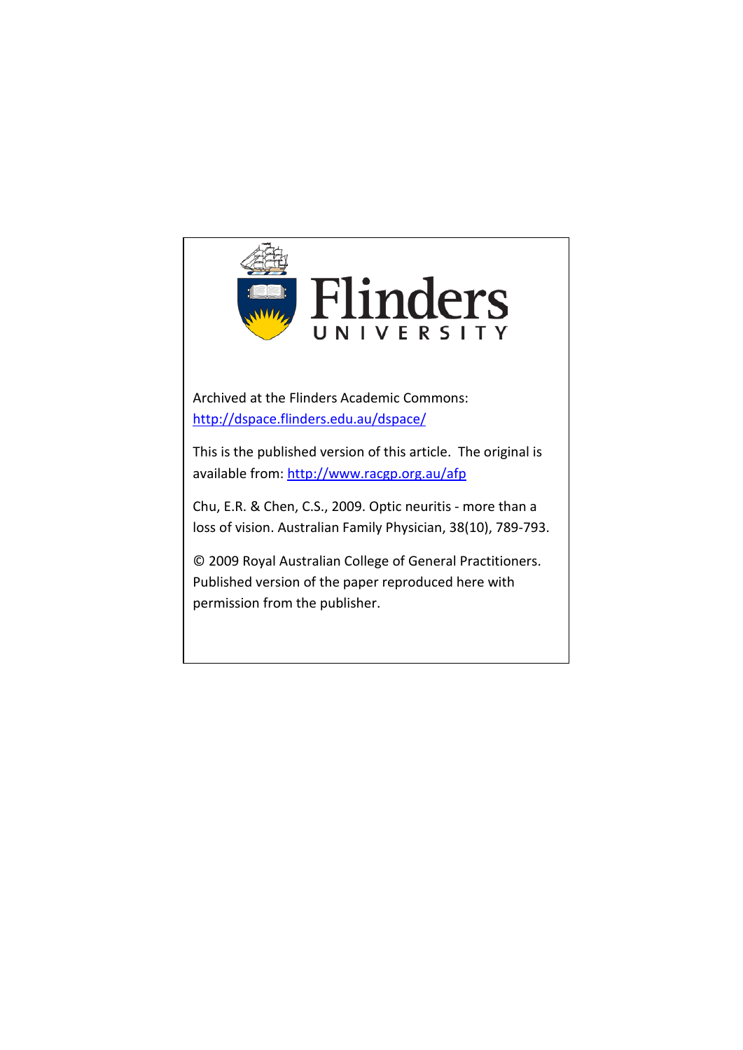Flinders UNIVERSITY

Archived at the Flinders Academic Commons: http://dspace.flinders.edu.au/dspace/

This is the published version of this article. The original is available from: http://www.racgp.org.au/afp

Chu, E.R. & Chen, C.S., 2009. Optic neuritis - more than a loss of vision. Australian Family Physician, 38(10), 789-793.

© 2009 Royal Australian College of General Practitioners. Published version of the paper reproduced here with permission from the publisher.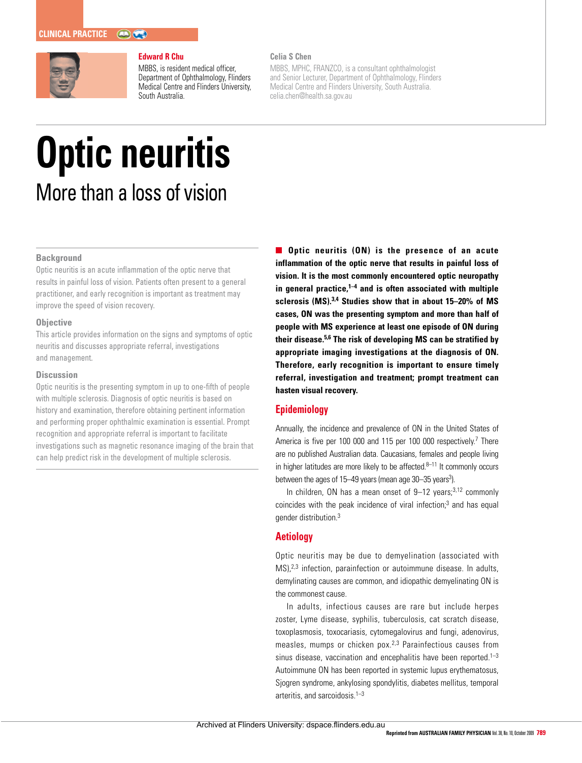CLINICAL PRACTICE

**Edward R Chu**

MBBS, is resident medical officer, Department of Ophthalmology, Flinders Medical Centre and Flinders University, South Australia.

**Celia S Chen**

MBBS, MPHC, FRANZCO, is a consultant ophthalmologist and Senior Lecturer, Department of Ophthalmology, Flinders Medical Centre and Flinders University, South Australia. celia.chen@health.sa.gov.au

# Optic neuritis

## More than a loss of vision

### Background

Optic neuritis is an acute inflammation of the optic nerve that results in painful loss of vision. Patients often present to a general practitioner, and early recognition is important as treatment may improve the speed of vision recovery.

### Objective

This article provides information on the signs and symptoms of optic neuritis and discusses appropriate referral, investigations and management.

### Discussion

Optic neuritis is the presenting symptom in up to one-fifth of people with multiple sclerosis. Diagnosis of optic neuritis is based on history and examination, therefore obtaining pertinent information and performing proper ophthalmic examination is essential. Prompt recognition and appropriate referral is important to facilitate investigations such as magnetic resonance imaging of the brain that can help predict risk in the development of multiple sclerosis.

**Optic neuritis (ON) is the presence of an acute inflammation of the optic nerve that results in painful loss of vision. It is the most commonly encountered optic neuropathy in general practice,[1–4] and is often associated with multiple sclerosis (MS).[3,4] Studies show that in about 15–20% of MS cases, ON was the presenting symptom and more than half of people with MS experience at least one episode of ON during their disease.[5,6] The risk of developing MS can be stratified by appropriate imaging investigations at the diagnosis of ON. Therefore, early recognition is important to ensure timely referral, investigation and treatment; prompt treatment can hasten visual recovery.**

## Epidemiology

Annually, the incidence and prevalence of ON in the United States of America is five per 100 000 and 115 per 100 000 respectively.[7] There are no published Australian data. Caucasians, females and people living in higher latitudes are more likely to be affected.[8–11] It commonly occurs between the ages of 15–49 years (mean age 30–35 years[3]).

In children, ON has a mean onset of 9–12 years;[3,12] commonly coincides with the peak incidence of viral infection;[3] and has equal gender distribution.[3]

## Aetiology

Optic neuritis may be due to demyelination (associated with MS),[2,3] infection, parainfection or autoimmune disease. In adults, demylinating causes are common, and idiopathic demyelinating ON is the commonest cause.

In adults, infectious causes are rare but include herpes zoster, Lyme disease, syphilis, tuberculosis, cat scratch disease, toxoplasmosis, toxocariasis, cytomegalovirus and fungi, adenovirus, measles, mumps or chicken pox.[2,3] Parainfectious causes from sinus disease, vaccination and encephalitis have been reported.[1–3] Autoimmune ON has been reported in systemic lupus erythematosus, Sjogren syndrome, ankylosing spondylitis, diabetes mellitus, temporal arteritis, and sarcoidosis.[1–3]

Archived at Flinders University: dspace.flinders.edu.au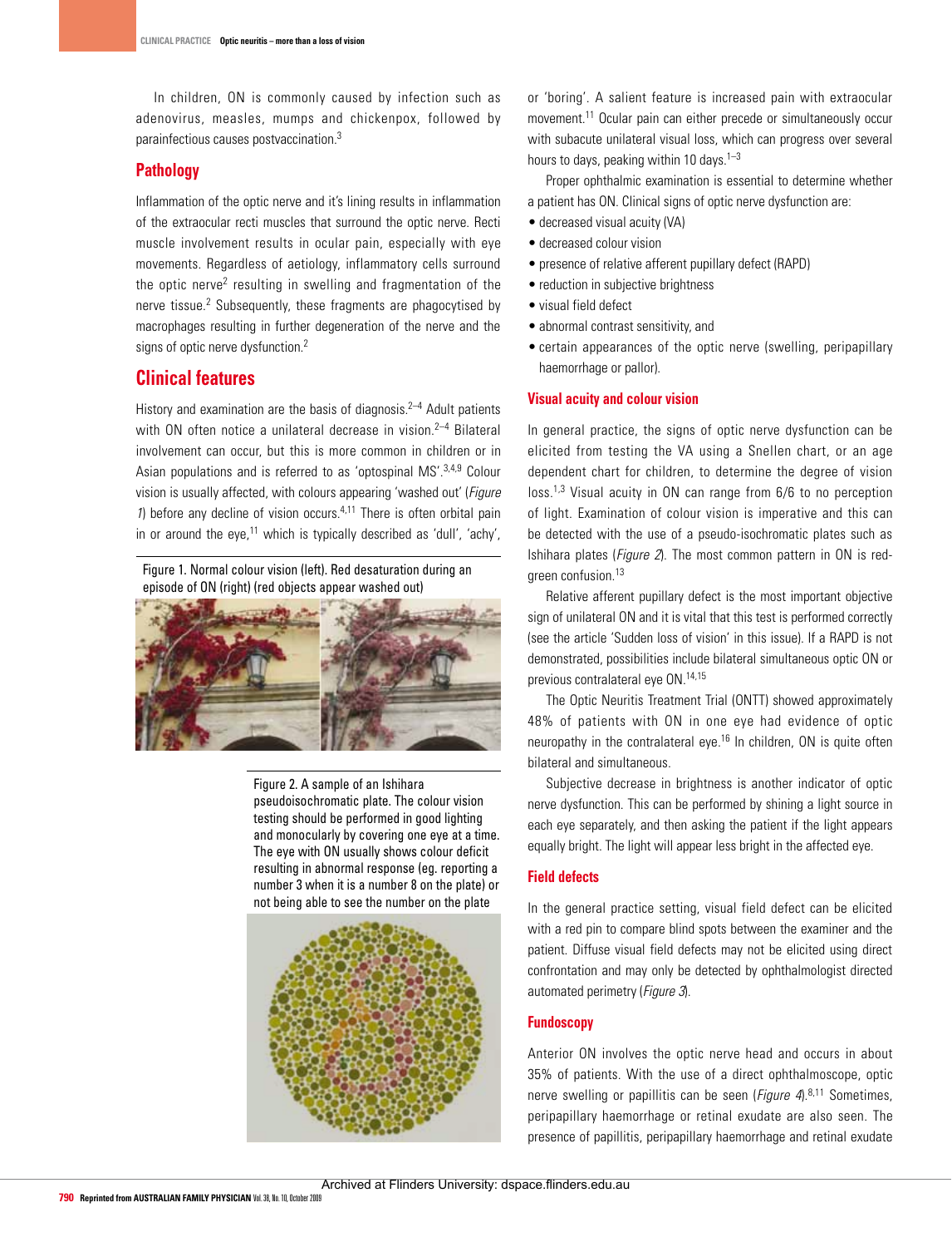In children, ON is commonly caused by infection such as adenovirus, measles, mumps and chickenpox, followed by parainfectious causes postvaccination.[3]

## Pathology

Inflammation of the optic nerve and it's lining results in inflammation of the extraocular recti muscles that surround the optic nerve. Recti muscle involvement results in ocular pain, especially with eye movements. Regardless of aetiology, inflammatory cells surround the optic nerve[2] resulting in swelling and fragmentation of the nerve tissue.[2] Subsequently, these fragments are phagocytised by macrophages resulting in further degeneration of the nerve and the signs of optic nerve dysfunction.[2]

## Clinical features

History and examination are the basis of diagnosis.[2–4] Adult patients with ON often notice a unilateral decrease in vision.[2–4] Bilateral involvement can occur, but this is more common in children or in Asian populations and is referred to as 'optospinal MS'.[3,4,9] Colour vision is usually affected, with colours appearing 'washed out' (*Figure 1*) before any decline of vision occurs.[4,11] There is often orbital pain in or around the eye,[11] which is typically described as 'dull', 'achy', or 'boring'. A salient feature is increased pain with extraocular movement.[11] Ocular pain can either precede or simultaneously occur with subacute unilateral visual loss, which can progress over several hours to days, peaking within 10 days.[1–3]

Figure 1. Normal colour vision (left). Red desaturation during an episode of ON (right) (red objects appear washed out)

Figure 2. A sample of an Ishihara pseudoisochromatic plate. The colour vision testing should be performed in good lighting and monocularly by covering one eye at a time. The eye with ON usually shows colour deficit resulting in abnormal response (eg. reporting a number 3 when it is a number 8 on the plate) or not being able to see the number on the plate

Proper ophthalmic examination is essential to determine whether a patient has ON. Clinical signs of optic nerve dysfunction are:

- decreased visual acuity (VA)
- decreased colour vision
- presence of relative afferent pupillary defect (RAPD)
- reduction in subjective brightness
- visual field defect
- abnormal contrast sensitivity, and
- certain appearances of the optic nerve (swelling, peripapillary haemorrhage or pallor).

### Visual acuity and colour vision

In general practice, the signs of optic nerve dysfunction can be elicited from testing the VA using a Snellen chart, or an age dependent chart for children, to determine the degree of vision loss.[1,3] Visual acuity in ON can range from 6/6 to no perception of light. Examination of colour vision is imperative and this can be detected with the use of a pseudo-isochromatic plates such as Ishihara plates (*Figure 2*). The most common pattern in ON is red-green confusion.[13]

Relative afferent pupillary defect is the most important objective sign of unilateral ON and it is vital that this test is performed correctly (see the article 'Sudden loss of vision' in this issue). If a RAPD is not demonstrated, possibilities include bilateral simultaneous optic ON or previous contralateral eye ON.[14,15]

The Optic Neuritis Treatment Trial (ONTT) showed approximately 48% of patients with ON in one eye had evidence of optic neuropathy in the contralateral eye.[16] In children, ON is quite often bilateral and simultaneous.

Subjective decrease in brightness is another indicator of optic nerve dysfunction. This can be performed by shining a light source in each eye separately, and then asking the patient if the light appears equally bright. The light will appear less bright in the affected eye.

### Field defects

In the general practice setting, visual field defect can be elicited with a red pin to compare blind spots between the examiner and the patient. Diffuse visual field defects may not be elicited using direct confrontation and may only be detected by ophthalmologist directed automated perimetry (*Figure 3*).

### Fundoscopy

Anterior ON involves the optic nerve head and occurs in about 35% of patients. With the use of a direct ophthalmoscope, optic nerve swelling or papillitis can be seen (*Figure 4*).[8,11] Sometimes, peripapillary haemorrhage or retinal exudate are also seen. The presence of papillitis, peripapillary haemorrhage and retinal exudate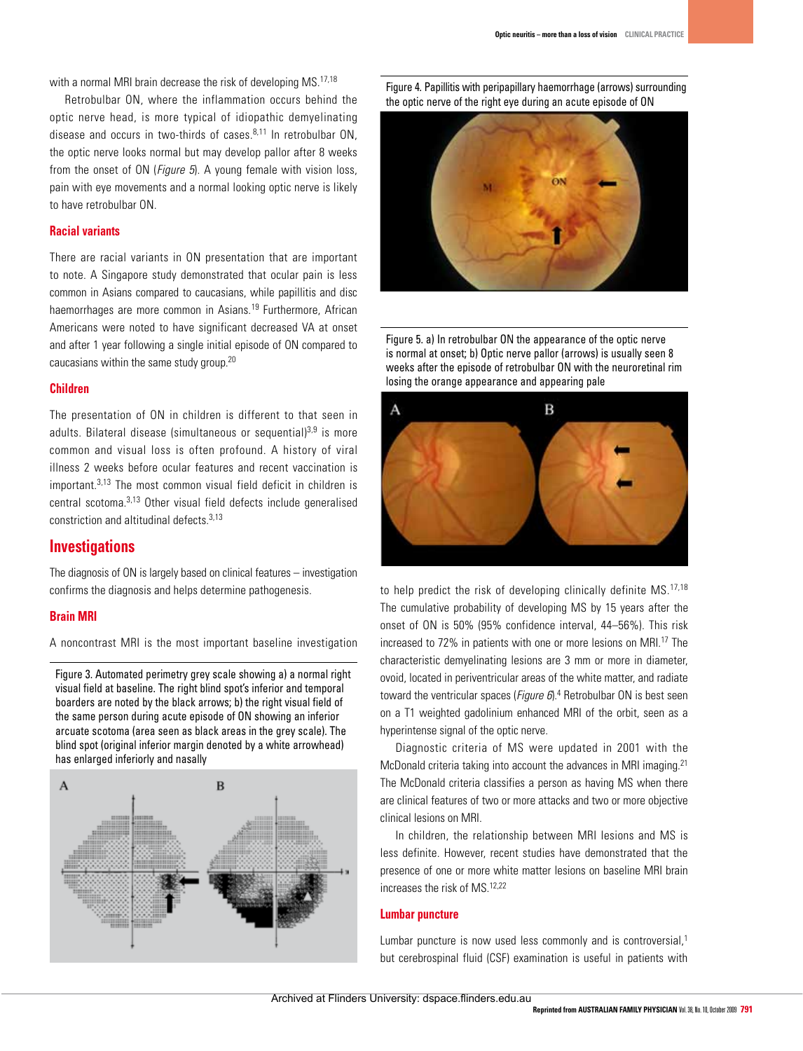with a normal MRI brain decrease the risk of developing MS.[17,18]

Retrobulbar ON, where the inflammation occurs behind the optic nerve head, is more typical of idiopathic demyelinating disease and occurs in two-thirds of cases.[8,11] In retrobulbar ON, the optic nerve looks normal but may develop pallor after 8 weeks from the onset of ON (*Figure 5*). A young female with vision loss, pain with eye movements and a normal looking optic nerve is likely to have retrobulbar ON.

### Racial variants

There are racial variants in ON presentation that are important to note. A Singapore study demonstrated that ocular pain is less common in Asians compared to caucasians, while papillitis and disc haemorrhages are more common in Asians.[19] Furthermore, African Americans were noted to have significant decreased VA at onset and after 1 year following a single initial episode of ON compared to caucasians within the same study group.[20]

### Children

The presentation of ON in children is different to that seen in adults. Bilateral disease (simultaneous or sequential)[3,9] is more common and visual loss is often profound. A history of viral illness 2 weeks before ocular features and recent vaccination is important.[3,13] The most common visual field deficit in children is central scotoma.[3,13] Other visual field defects include generalised constriction and altitudinal defects.[3,13]

## Investigations

The diagnosis of ON is largely based on clinical features – investigation confirms the diagnosis and helps determine pathogenesis.

### Brain MRI

A noncontrast MRI is the most important baseline investigation to help predict the risk of developing clinically definite MS.[17,18] The cumulative probability of developing MS by 15 years after the onset of ON is 50% (95% confidence interval, 44–56%). This risk increased to 72% in patients with one or more lesions on MRI.[17] The characteristic demyelinating lesions are 3 mm or more in diameter, ovoid, located in periventricular areas of the white matter, and radiate toward the ventricular spaces (*Figure 6*).[4] Retrobulbar ON is best seen on a T1 weighted gadolinium enhanced MRI of the orbit, seen as a hyperintense signal of the optic nerve.

Diagnostic criteria of MS were updated in 2001 with the McDonald criteria taking into account the advances in MRI imaging.[21] The McDonald criteria classifies a person as having MS when there are clinical features of two or more attacks and two or more objective clinical lesions on MRI.

In children, the relationship between MRI lesions and MS is less definite. However, recent studies have demonstrated that the presence of one or more white matter lesions on baseline MRI brain increases the risk of MS.[12,22]

### Lumbar puncture

Lumbar puncture is now used less commonly and is controversial,[1] but cerebrospinal fluid (CSF) examination is useful in patients with

Figure 3. Automated perimetry grey scale showing a) a normal right visual field at baseline. The right blind spot's inferior and temporal boarders are noted by the black arrows; b) the right visual field of the same person during acute episode of ON showing an inferior arcuate scotoma (area seen as black areas in the grey scale). The blind spot (original inferior margin denoted by a white arrowhead) has enlarged inferiorly and nasally

Figure 4. Papillitis with peripapillary haemorrhage (arrows) surrounding the optic nerve of the right eye during an acute episode of ON

Figure 5. a) In retrobulbar ON the appearance of the optic nerve is normal at onset; b) Optic nerve pallor (arrows) is usually seen 8 weeks after the episode of retrobulbar ON with the neuroretinal rim losing the orange appearance and appearing pale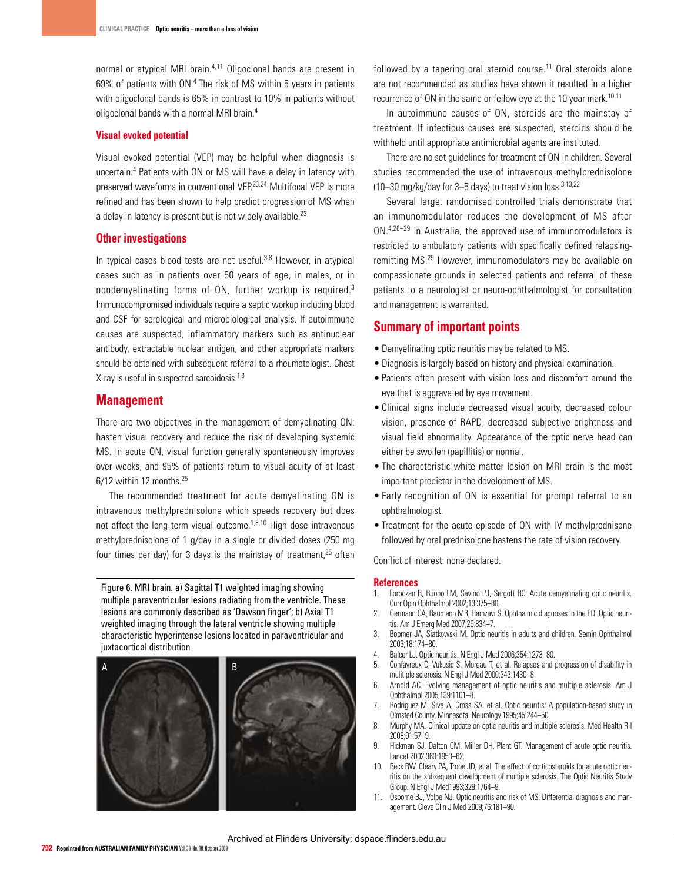normal or atypical MRI brain.[4,11] Oligoclonal bands are present in 69% of patients with ON.[4] The risk of MS within 5 years in patients with oligoclonal bands is 65% in contrast to 10% in patients without oligoclonal bands with a normal MRI brain.[4]

### Visual evoked potential

Visual evoked potential (VEP) may be helpful when diagnosis is uncertain.[4] Patients with ON or MS will have a delay in latency with preserved waveforms in conventional VEP.[23,24] Multifocal VEP is more refined and has been shown to help predict progression of MS when a delay in latency is present but is not widely available.[23]

## Other investigations

In typical cases blood tests are not useful.[3,8] However, in atypical cases such as in patients over 50 years of age, in males, or in nondemyelinating forms of ON, further workup is required.[3] Immunocompromised individuals require a septic workup including blood and CSF for serological and microbiological analysis. If autoimmune causes are suspected, inflammatory markers such as antinuclear antibody, extractable nuclear antigen, and other appropriate markers should be obtained with subsequent referral to a rheumatologist. Chest X-ray is useful in suspected sarcoidosis.[1,3]

## Management

There are two objectives in the management of demyelinating ON: hasten visual recovery and reduce the risk of developing systemic MS. In acute ON, visual function generally spontaneously improves over weeks, and 95% of patients return to visual acuity of at least 6/12 within 12 months.[25]

The recommended treatment for acute demyelinating ON is intravenous methylprednisolone which speeds recovery but does not affect the long term visual outcome.[1,8,10] High dose intravenous methylprednisolone of 1 g/day in a single or divided doses (250 mg four times per day) for 3 days is the mainstay of treatment,[25] often followed by a tapering oral steroid course.[11] Oral steroids alone are not recommended as studies have shown it resulted in a higher recurrence of ON in the same or fellow eye at the 10 year mark.[10,11]

In autoimmune causes of ON, steroids are the mainstay of treatment. If infectious causes are suspected, steroids should be withheld until appropriate antimicrobial agents are instituted.

There are no set guidelines for treatment of ON in children. Several studies recommended the use of intravenous methylprednisolone (10–30 mg/kg/day for 3–5 days) to treat vision loss.[3,13,22]

Several large, randomised controlled trials demonstrate that an immunomodulator reduces the development of MS after ON.[4,26–29] In Australia, the approved use of immunomodulators is restricted to ambulatory patients with specifically defined relapsing-remitting MS.[29] However, immunomodulators may be available on compassionate grounds in selected patients and referral of these patients to a neurologist or neuro-ophthalmologist for consultation and management is warranted.

Figure 6. MRI brain. a) Sagittal T1 weighted imaging showing multiple paraventricular lesions radiating from the ventricle. These lesions are commonly described as 'Dawson finger'; b) Axial T1 weighted imaging through the lateral ventricle showing multiple characteristic hyperintense lesions located in paraventricular and juxtacortical distribution

## Summary of important points

- Demyelinating optic neuritis may be related to MS.
- Diagnosis is largely based on history and physical examination.
- Patients often present with vision loss and discomfort around the eye that is aggravated by eye movement.
- Clinical signs include decreased visual acuity, decreased colour vision, presence of RAPD, decreased subjective brightness and visual field abnormality. Appearance of the optic nerve head can either be swollen (papillitis) or normal.
- The characteristic white matter lesion on MRI brain is the most important predictor in the development of MS.
- Early recognition of ON is essential for prompt referral to an ophthalmologist.
- Treatment for the acute episode of ON with IV methylprednisone followed by oral prednisolone hastens the rate of vision recovery.

Conflict of interest: none declared.

## References

1. Foroozan R, Buono LM, Savino PJ, Sergott RC. Acute demyelinating optic neuritis. Curr Opin Ophthalmol 2002;13:375–80.
2. Germann CA, Baumann MR, Hamzavi S. Ophthalmic diagnoses in the ED: Optic neuritis. Am J Emerg Med 2007;25:834–7.
3. Boomer JA, Siatkowski M. Optic neuritis in adults and children. Semin Ophthalmol 2003;18:174–80.
4. Balcer LJ. Optic neuritis. N Engl J Med 2006;354:1273–80.
5. Confavreux C, Vukusic S, Moreau T, et al. Relapses and progression of disability in mulitiple sclerosis. N Engl J Med 2000;343:1430–8.
6. Arnold AC. Evolving management of optic neuritis and multiple sclerosis. Am J Ophthalmol 2005;139:1101–8.
7. Rodriguez M, Siva A, Cross SA, et al. Optic neuritis: A population-based study in Olmsted County, Minnesota. Neurology 1995;45:244–50.
8. Murphy MA. Clinical update on optic neuritis and multiple sclerosis. Med Health R I 2008;91:57–9.
9. Hickman SJ, Dalton CM, Miller DH, Plant GT. Management of acute optic neuritis. Lancet 2002;360:1953–62.
10. Beck RW, Cleary PA, Trobe JD, et al. The effect of corticosteroids for acute optic neuritis on the subsequent development of multiple sclerosis. The Optic Neuritis Study Group. N Engl J Med1993;329:1764–9.
11. Osborne BJ, Volpe NJ. Optic neuritis and risk of MS: Differential diagnosis and management. Cleve Clin J Med 2009;76:181–90.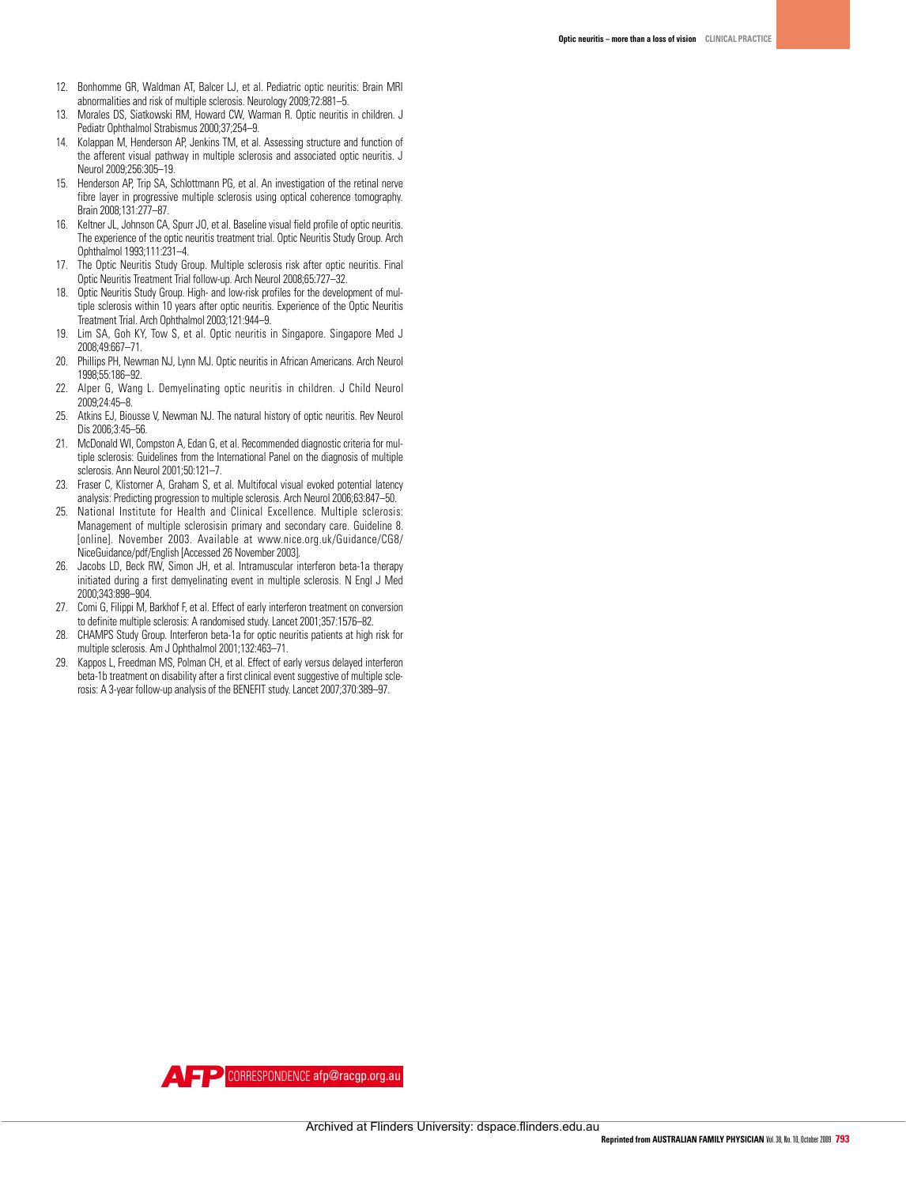12. Bonhomme GR, Waldman AT, Balcer LJ, et al. Pediatric optic neuritis: Brain MRI abnormalities and risk of multiple sclerosis. Neurology 2009;72:881–5.
13. Morales DS, Siatkowski RM, Howard CW, Warman R. Optic neuritis in children. J Pediatr Ophthalmol Strabismus 2000;37;254–9.
14. Kolappan M, Henderson AP, Jenkins TM, et al. Assessing structure and function of the afferent visual pathway in multiple sclerosis and associated optic neuritis. J Neurol 2009;256:305–19.
15. Henderson AP, Trip SA, Schlottmann PG, et al. An investigation of the retinal nerve fibre layer in progressive multiple sclerosis using optical coherence tomography. Brain 2008;131:277–87.
16. Keltner JL, Johnson CA, Spurr JO, et al. Baseline visual field profile of optic neuritis. The experience of the optic neuritis treatment trial. Optic Neuritis Study Group. Arch Ophthalmol 1993;111:231–4.
17. The Optic Neuritis Study Group. Multiple sclerosis risk after optic neuritis. Final Optic Neuritis Treatment Trial follow-up. Arch Neurol 2008;65:727–32.
18. Optic Neuritis Study Group. High- and low-risk profiles for the development of multiple sclerosis within 10 years after optic neuritis. Experience of the Optic Neuritis Treatment Trial. Arch Ophthalmol 2003;121:944–9.
19. Lim SA, Goh KY, Tow S, et al. Optic neuritis in Singapore. Singapore Med J 2008;49:667–71.
20. Phillips PH, Newman NJ, Lynn MJ. Optic neuritis in African Americans. Arch Neurol 1998;55:186–92.
22. Alper G, Wang L. Demyelinating optic neuritis in children. J Child Neurol 2009;24:45–8.
25. Atkins EJ, Biousse V, Newman NJ. The natural history of optic neuritis. Rev Neurol Dis 2006;3:45–56.
21. McDonald WI, Compston A, Edan G, et al. Recommended diagnostic criteria for multiple sclerosis: Guidelines from the International Panel on the diagnosis of multiple sclerosis. Ann Neurol 2001;50:121–7.
23. Fraser C, Klistorner A, Graham S, et al. Multifocal visual evoked potential latency analysis: Predicting progression to multiple sclerosis. Arch Neurol 2006;63:847–50.
25. National Institute for Health and Clinical Excellence. Multiple sclerosis: Management of multiple sclerosisin primary and secondary care. Guideline 8. [online]. November 2003. Available at www.nice.org.uk/Guidance/CG8/NiceGuidance/pdf/English [Accessed 26 November 2003].
26. Jacobs LD, Beck RW, Simon JH, et al. Intramuscular interferon beta-1a therapy initiated during a first demyelinating event in multiple sclerosis. N Engl J Med 2000;343:898–904.
27. Comi G, Filippi M, Barkhof F, et al. Effect of early interferon treatment on conversion to definite multiple sclerosis: A randomised study. Lancet 2001;357:1576–82.
28. CHAMPS Study Group. Interferon beta-1a for optic neuritis patients at high risk for multiple sclerosis. Am J Ophthalmol 2001;132:463–71.
29. Kappos L, Freedman MS, Polman CH, et al. Effect of early versus delayed interferon beta-1b treatment on disability after a first clinical event suggestive of multiple sclerosis: A 3-year follow-up analysis of the BENEFIT study. Lancet 2007;370:389–97.

AFP CORRESPONDENCE afp@racgp.org.au